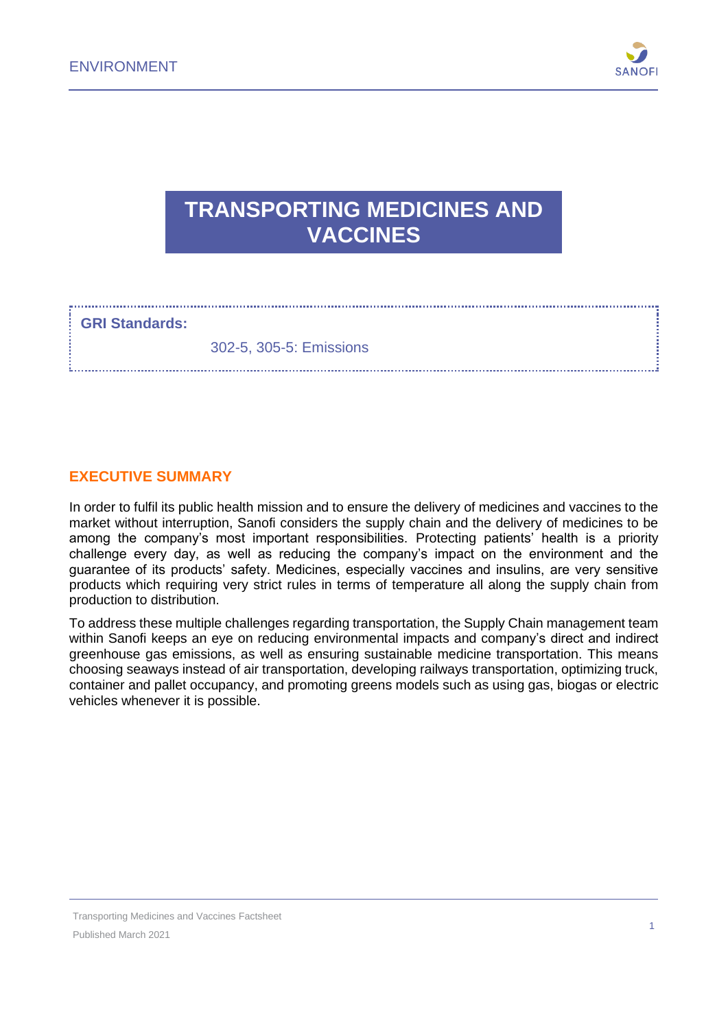ENVIRONMENT

# TRANSPORTING MEDICINES AND VACCINES

**GRI Standards:**

302-5, 305-5: Emissions

## EXECUTIVE SUMMARY

In order to fulfil its public health mission and to ensure the delivery of medicines and vaccines to the market without interruption, Sanofi considers the supply chain and the delivery of medicines to be among the company's most important responsibilities. Protecting patients' health is a priority challenge every day, as well as reducing the company's impact on the environment and the guarantee of its products' safety. Medicines, especially vaccines and insulins, are very sensitive products which requiring very strict rules in terms of temperature all along the supply chain from production to distribution.

To address these multiple challenges regarding transportation, the Supply Chain management team within Sanofi keeps an eye on reducing environmental impacts and company's direct and indirect greenhouse gas emissions, as well as ensuring sustainable medicine transportation. This means choosing seaways instead of air transportation, developing railways transportation, optimizing truck, container and pallet occupancy, and promoting greens models such as using gas, biogas or electric vehicles whenever it is possible.

Transporting Medicines and Vaccines Factsheet

Published March 2021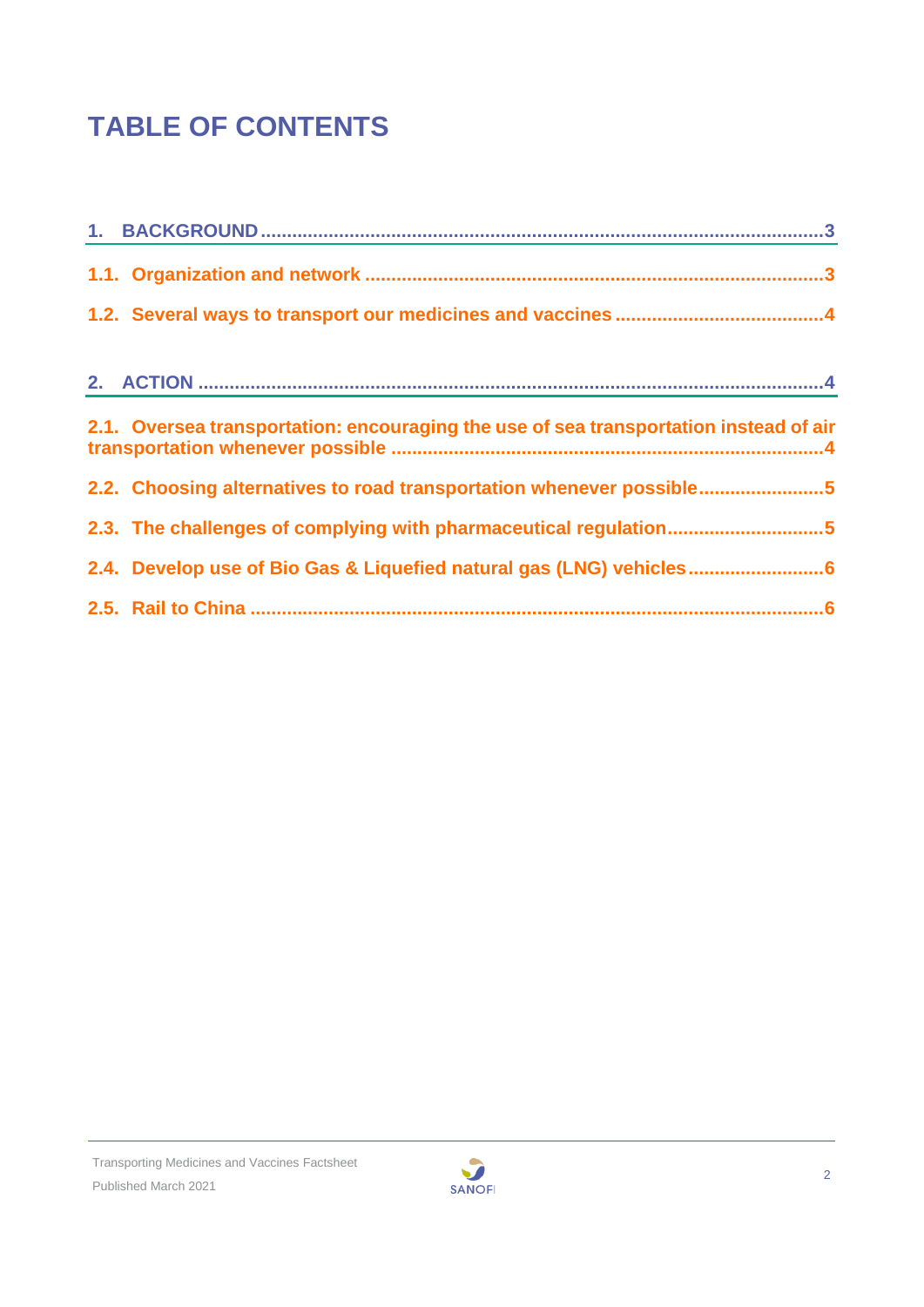# TABLE OF CONTENTS

**1. BACKGROUND ........................................................................................................ 3**

**1.1. Organization and network ....................................................................................... 3**

**1.2. Several ways to transport our medicines and vaccines ......................................... 4**

**2. ACTION ................................................................................................................ 4**

**2.1. Oversea transportation: encouraging the use of sea transportation instead of air transportation whenever possible ........................................................................... 4**

**2.2. Choosing alternatives to road transportation whenever possible ........................ 5**

**2.3. The challenges of complying with pharmaceutical regulation ............................. 5**

**2.4. Develop use of Bio Gas & Liquefied natural gas (LNG) vehicles .......................... 6**

**2.5. Rail to China ............................................................................................................ 6**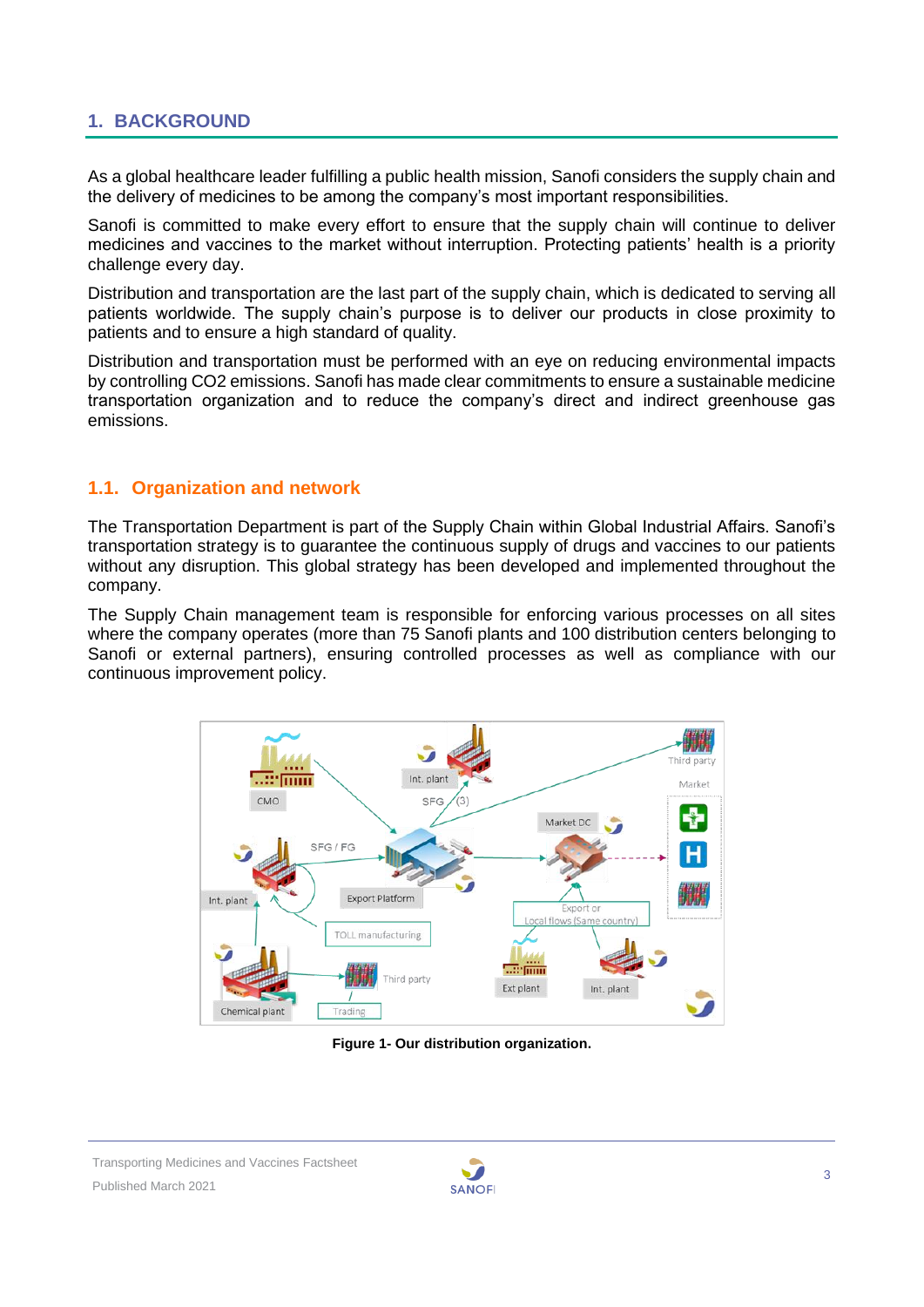# 1. BACKGROUND

As a global healthcare leader fulfilling a public health mission, Sanofi considers the supply chain and the delivery of medicines to be among the company's most important responsibilities.

Sanofi is committed to make every effort to ensure that the supply chain will continue to deliver medicines and vaccines to the market without interruption. Protecting patients' health is a priority challenge every day.

Distribution and transportation are the last part of the supply chain, which is dedicated to serving all patients worldwide. The supply chain's purpose is to deliver our products in close proximity to patients and to ensure a high standard of quality.

Distribution and transportation must be performed with an eye on reducing environmental impacts by controlling $CO_2$ emissions. Sanofi has made clear commitments to ensure a sustainable medicine transportation organization and to reduce the company's direct and indirect greenhouse gas emissions.

## 1.1. Organization and network

The Transportation Department is part of the Supply Chain within Global Industrial Affairs. Sanofi's transportation strategy is to guarantee the continuous supply of drugs and vaccines to our patients without any disruption. This global strategy has been developed and implemented throughout the company.

The Supply Chain management team is responsible for enforcing various processes on all sites where the company operates (more than 75 Sanofi plants and 100 distribution centers belonging to Sanofi or external partners), ensuring controlled processes as well as compliance with our continuous improvement policy.

**Figure 1- Our distribution organization.**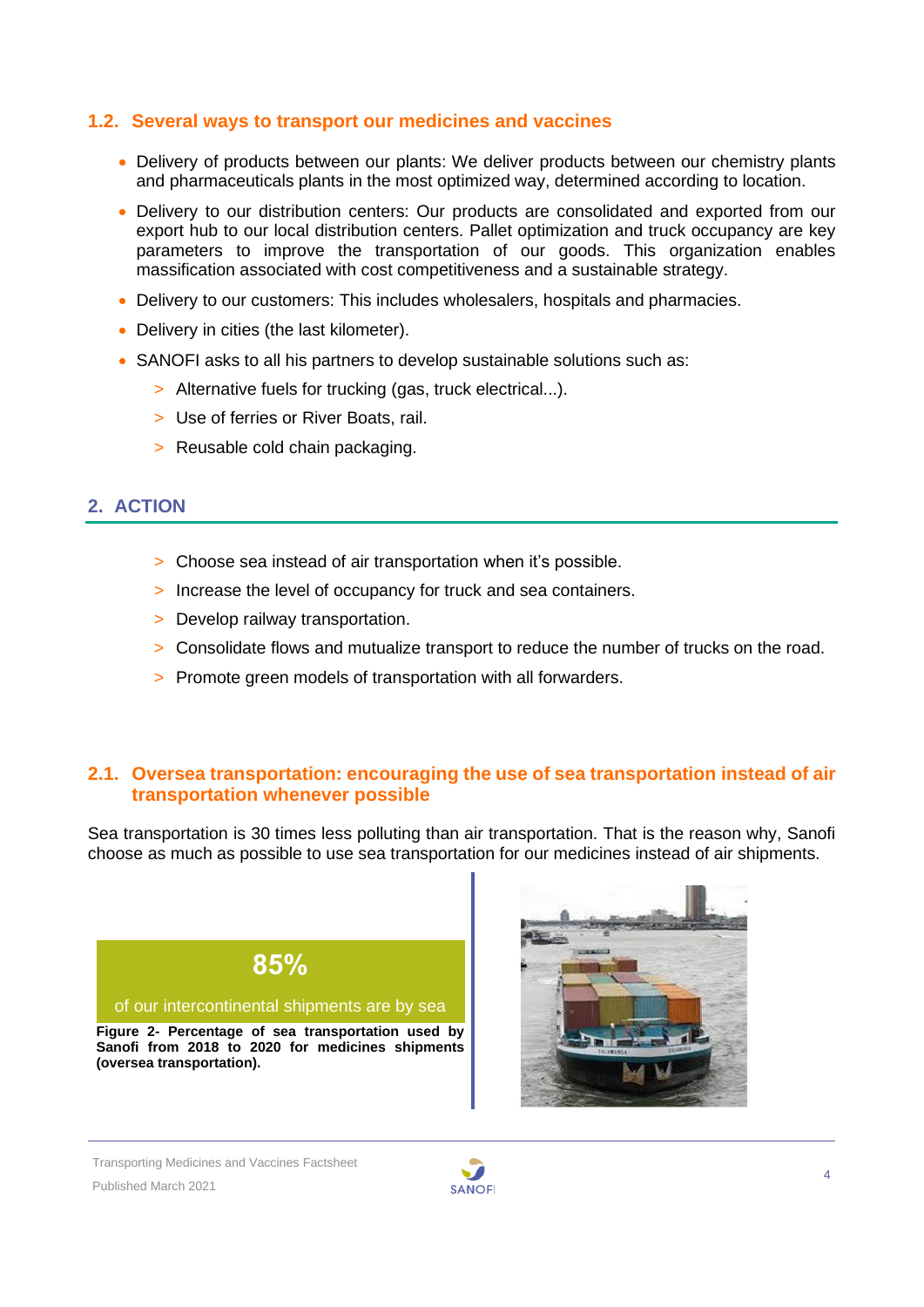## 1.2. Several ways to transport our medicines and vaccines

- Delivery of products between our plants: We deliver products between our chemistry plants and pharmaceuticals plants in the most optimized way, determined according to location.
- Delivery to our distribution centers: Our products are consolidated and exported from our export hub to our local distribution centers. Pallet optimization and truck occupancy are key parameters to improve the transportation of our goods. This organization enables massification associated with cost competitiveness and a sustainable strategy.
- Delivery to our customers: This includes wholesalers, hospitals and pharmacies.
- Delivery in cities (the last kilometer).
- SANOFI asks to all his partners to develop sustainable solutions such as:
  - > Alternative fuels for trucking (gas, truck electrical...).
  - > Use of ferries or River Boats, rail.
  - > Reusable cold chain packaging.

# 2. ACTION

- > Choose sea instead of air transportation when it's possible.
- > Increase the level of occupancy for truck and sea containers.
- > Develop railway transportation.
- > Consolidate flows and mutualize transport to reduce the number of trucks on the road.
- > Promote green models of transportation with all forwarders.

## 2.1. Oversea transportation: encouraging the use of sea transportation instead of air transportation whenever possible

Sea transportation is 30 times less polluting than air transportation. That is the reason why, Sanofi choose as much as possible to use sea transportation for our medicines instead of air shipments.

**85%**

of our intercontinental shipments are by sea

**Figure 2- Percentage of sea transportation used by Sanofi from 2018 to 2020 for medicines shipments (oversea transportation).**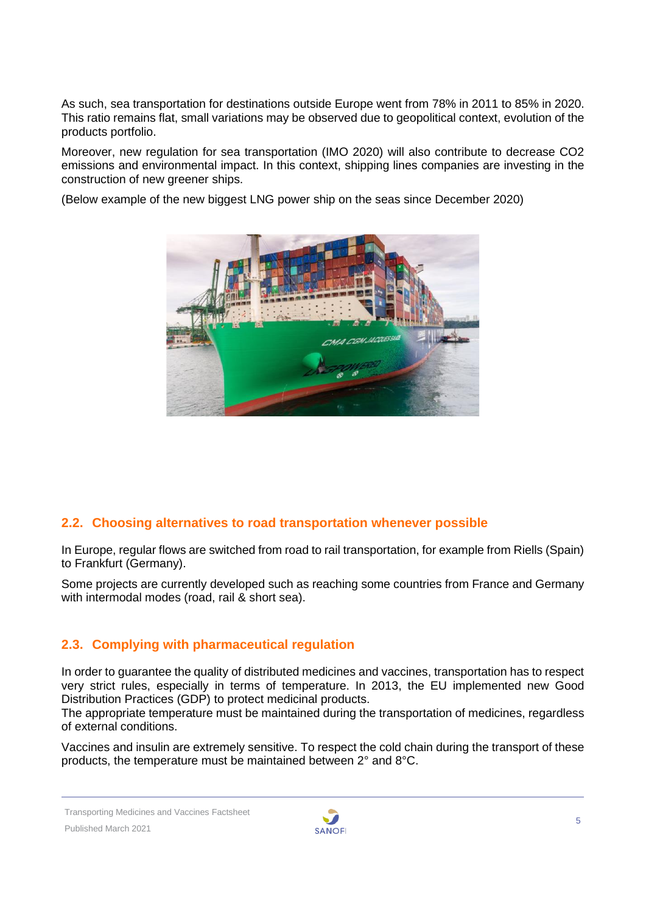As such, sea transportation for destinations outside Europe went from 78% in 2011 to 85% in 2020. This ratio remains flat, small variations may be observed due to geopolitical context, evolution of the products portfolio.

Moreover, new regulation for sea transportation (IMO 2020) will also contribute to decrease CO2 emissions and environmental impact. In this context, shipping lines companies are investing in the construction of new greener ships.

(Below example of the new biggest LNG power ship on the seas since December 2020)

## 2.2. Choosing alternatives to road transportation whenever possible

In Europe, regular flows are switched from road to rail transportation, for example from Riells (Spain) to Frankfurt (Germany).

Some projects are currently developed such as reaching some countries from France and Germany with intermodal modes (road, rail & short sea).

## 2.3. Complying with pharmaceutical regulation

In order to guarantee the quality of distributed medicines and vaccines, transportation has to respect very strict rules, especially in terms of temperature. In 2013, the EU implemented new Good Distribution Practices (GDP) to protect medicinal products.
The appropriate temperature must be maintained during the transportation of medicines, regardless of external conditions.

Vaccines and insulin are extremely sensitive. To respect the cold chain during the transport of these products, the temperature must be maintained between 2° and 8°C.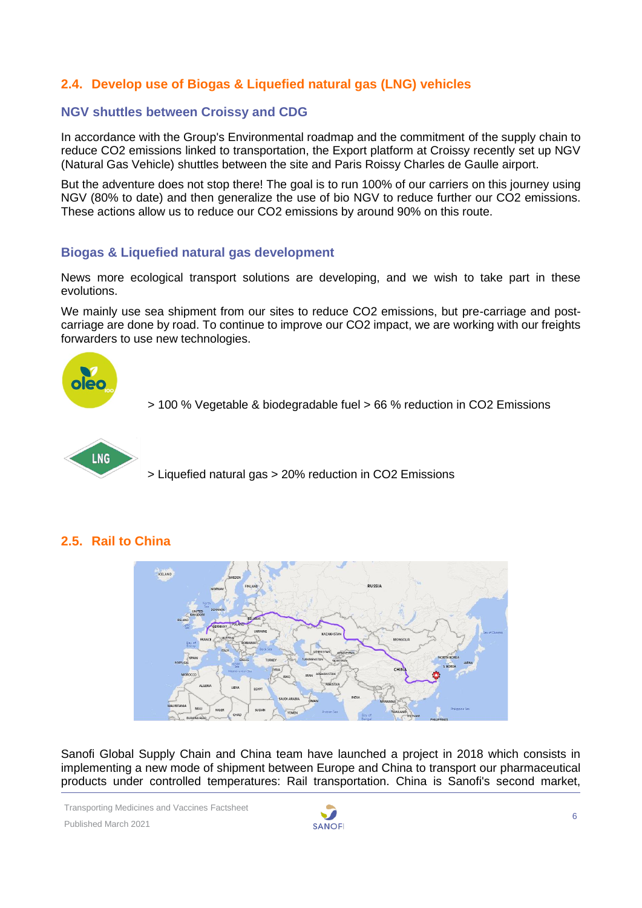## 2.4. Develop use of Biogas & Liquefied natural gas (LNG) vehicles

### NGV shuttles between Croissy and CDG

In accordance with the Group's Environmental roadmap and the commitment of the supply chain to reduce $CO_2$ emissions linked to transportation, the Export platform at Croissy recently set up NGV (Natural Gas Vehicle) shuttles between the site and Paris Roissy Charles de Gaulle airport.

But the adventure does not stop there! The goal is to run 100% of our carriers on this journey using NGV (80% to date) and then generalize the use of bio NGV to reduce further our $CO_2$ emissions. These actions allow us to reduce our $CO_2$ emissions by around 90% on this route.

### Biogas & Liquefied natural gas development

News more ecological transport solutions are developing, and we wish to take part in these evolutions.

We mainly use sea shipment from our sites to reduce $CO_2$ emissions, but pre-carriage and post-carriage are done by road. To continue to improve our $CO_2$ impact, we are working with our freights forwarders to use new technologies.

> 100 % Vegetable & biodegradable fuel > 66 % reduction in $CO_2$ Emissions

> Liquefied natural gas > 20% reduction in $CO_2$ Emissions

## 2.5. Rail to China

Sanofi Global Supply Chain and China team have launched a project in 2018 which consists in implementing a new mode of shipment between Europe and China to transport our pharmaceutical products under controlled temperatures: Rail transportation. China is Sanofi's second market,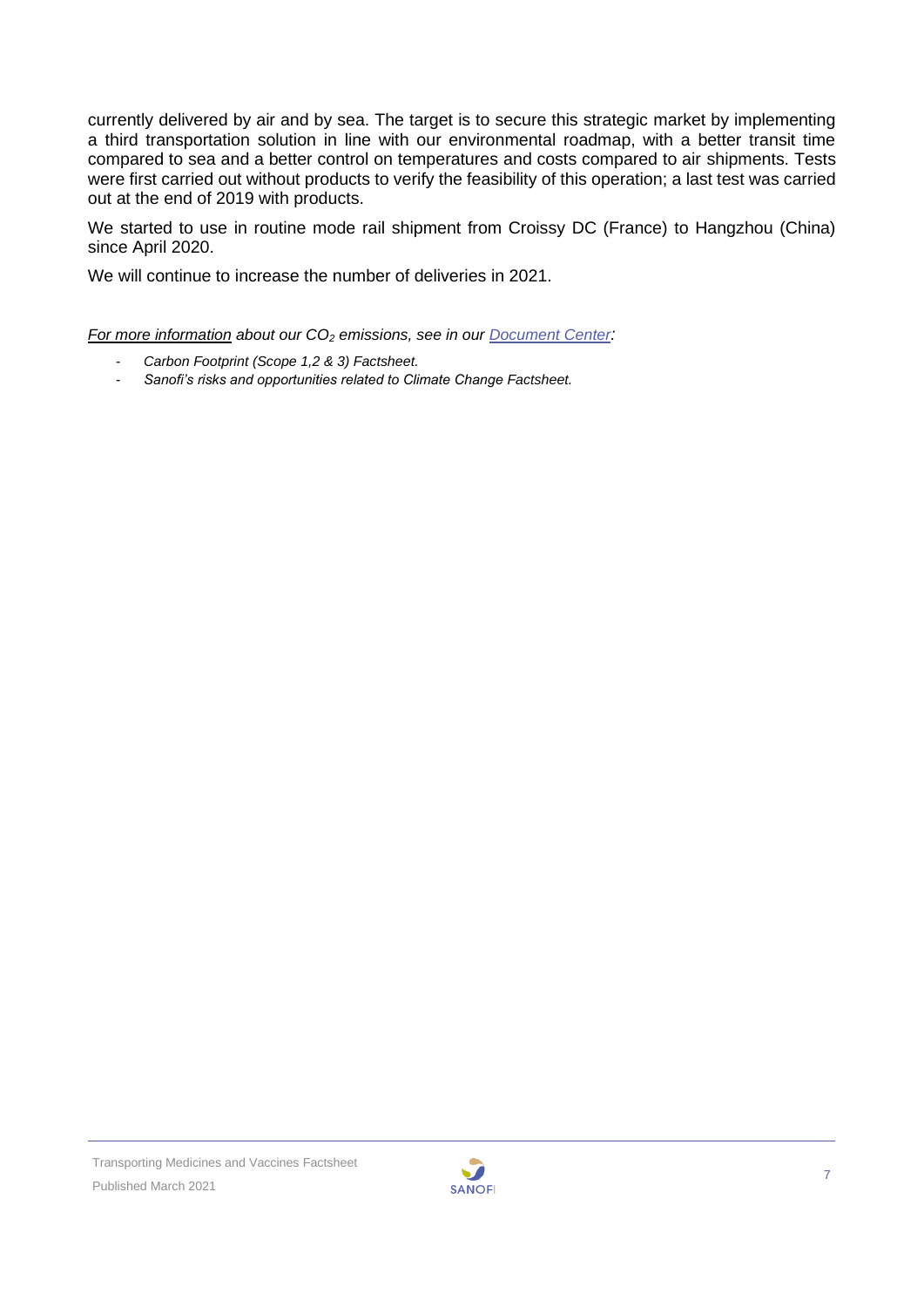currently delivered by air and by sea. The target is to secure this strategic market by implementing a third transportation solution in line with our environmental roadmap, with a better transit time compared to sea and a better control on temperatures and costs compared to air shipments. Tests were first carried out without products to verify the feasibility of this operation; a last test was carried out at the end of 2019 with products.

We started to use in routine mode rail shipment from Croissy DC (France) to Hangzhou (China) since April 2020.

We will continue to increase the number of deliveries in 2021.

*For more information about our $CO_2$ emissions, see in our Document Center:*

- *Carbon Footprint (Scope 1,2 & 3) Factsheet.*
- *Sanofi's risks and opportunities related to Climate Change Factsheet.*